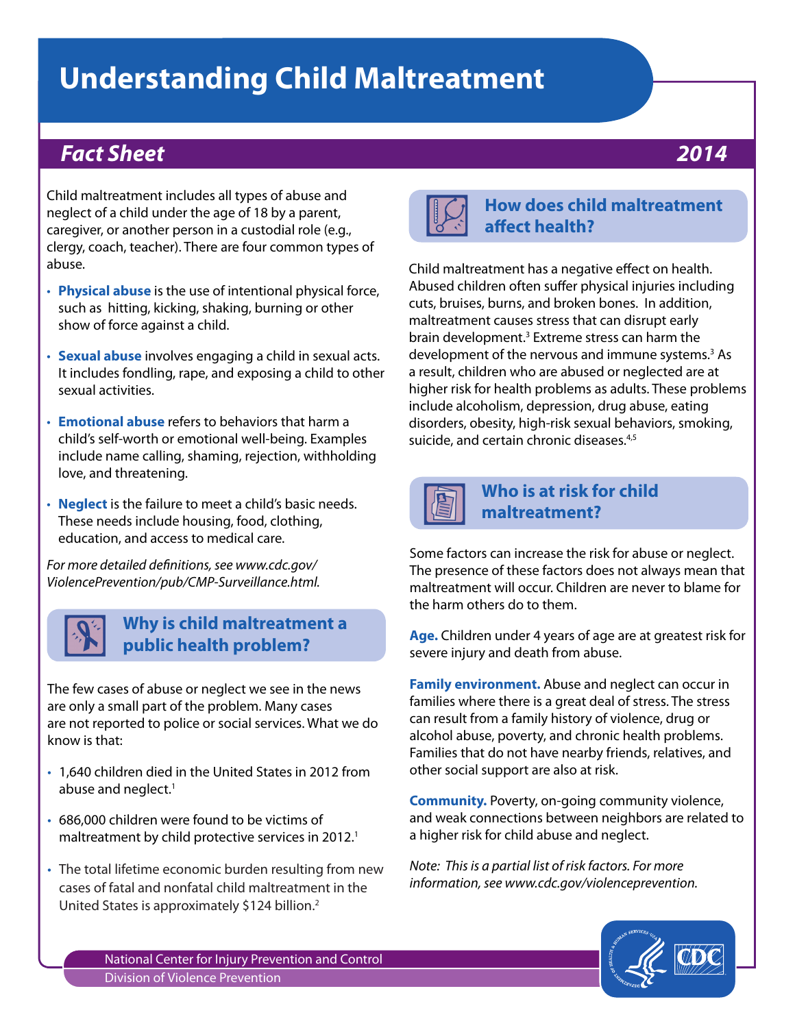# Understanding Child Maltreatment

## *Fact Sheet* **2014**

Child maltreatment includes all types of abuse and neglect of a child under the age of 18 by a parent, caregiver, or another person in a custodial role (e.g., clergy, coach, teacher). There are four common types of abuse.

- **Physical abuse** is the use of intentional physical force, such as hitting, kicking, shaking, burning or other show of force against a child.
- **Sexual abuse** involves engaging a child in sexual acts. It includes fondling, rape, and exposing a child to other sexual activities.
- **Emotional abuse** refers to behaviors that harm a child's self-worth or emotional well-being. Examples include name calling, shaming, rejection, withholding love, and threatening.
- **Neglect** is the failure to meet a child's basic needs. These needs include housing, food, clothing, education, and access to medical care.

*For more detailed definitions, see www.cdc.gov/ViolencePrevention/pub/CMP-Surveillance.html.*

### Why is child maltreatment a public health problem?

The few cases of abuse or neglect we see in the news are only a small part of the problem. Many cases are not reported to police or social services. What we do know is that:

- 1,640 children died in the United States in 2012 from abuse and neglect.[1]
- 686,000 children were found to be victims of maltreatment by child protective services in 2012.[1]
- The total lifetime economic burden resulting from new cases of fatal and nonfatal child maltreatment in the United States is approximately $124 billion.[2]

### How does child maltreatment affect health?

Child maltreatment has a negative effect on health. Abused children often suffer physical injuries including cuts, bruises, burns, and broken bones. In addition, maltreatment causes stress that can disrupt early brain development.[3] Extreme stress can harm the development of the nervous and immune systems.[3] As a result, children who are abused or neglected are at higher risk for health problems as adults. These problems include alcoholism, depression, drug abuse, eating disorders, obesity, high-risk sexual behaviors, smoking, suicide, and certain chronic diseases.[4,5]

### Who is at risk for child maltreatment?

Some factors can increase the risk for abuse or neglect. The presence of these factors does not always mean that maltreatment will occur. Children are never to blame for the harm others do to them.

**Age.** Children under 4 years of age are at greatest risk for severe injury and death from abuse.

**Family environment.** Abuse and neglect can occur in families where there is a great deal of stress. The stress can result from a family history of violence, drug or alcohol abuse, poverty, and chronic health problems. Families that do not have nearby friends, relatives, and other social support are also at risk.

**Community.** Poverty, on-going community violence, and weak connections between neighbors are related to a higher risk for child abuse and neglect.

*Note: This is a partial list of risk factors. For more information, see www.cdc.gov/violenceprevention.*

National Center for Injury Prevention and Control
Division of Violence Prevention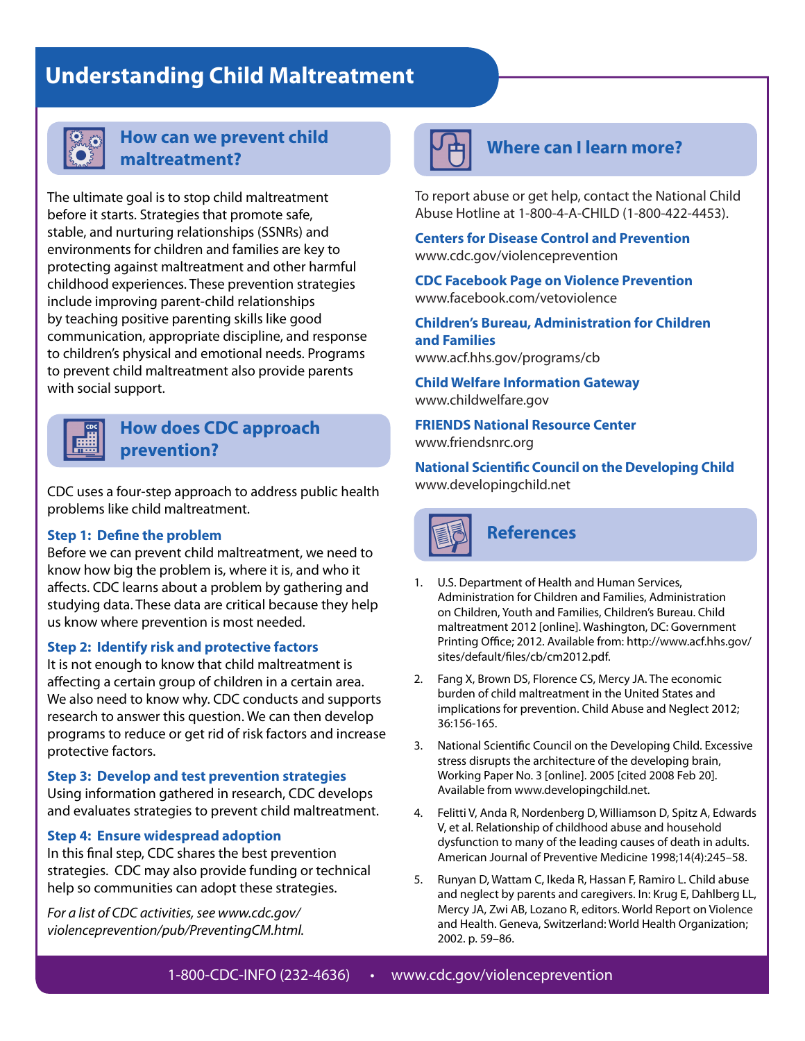# Understanding Child Maltreatment

## How can we prevent child maltreatment?

The ultimate goal is to stop child maltreatment before it starts. Strategies that promote safe, stable, and nurturing relationships (SSNRs) and environments for children and families are key to protecting against maltreatment and other harmful childhood experiences. These prevention strategies include improving parent-child relationships by teaching positive parenting skills like good communication, appropriate discipline, and response to children's physical and emotional needs. Programs to prevent child maltreatment also provide parents with social support.

## How does CDC approach prevention?

CDC uses a four-step approach to address public health problems like child maltreatment.

### Step 1: Define the problem

Before we can prevent child maltreatment, we need to know how big the problem is, where it is, and who it affects. CDC learns about a problem by gathering and studying data. These data are critical because they help us know where prevention is most needed.

### Step 2: Identify risk and protective factors

It is not enough to know that child maltreatment is affecting a certain group of children in a certain area. We also need to know why. CDC conducts and supports research to answer this question. We can then develop programs to reduce or get rid of risk factors and increase protective factors.

### Step 3: Develop and test prevention strategies

Using information gathered in research, CDC develops and evaluates strategies to prevent child maltreatment.

### Step 4: Ensure widespread adoption

In this final step, CDC shares the best prevention strategies. CDC may also provide funding or technical help so communities can adopt these strategies.

*For a list of CDC activities, see www.cdc.gov/violenceprevention/pub/PreventingCM.html.*

## Where can I learn more?

To report abuse or get help, contact the National Child Abuse Hotline at 1-800-4-A-CHILD (1-800-422-4453).

**Centers for Disease Control and Prevention**
www.cdc.gov/violenceprevention

**CDC Facebook Page on Violence Prevention**
www.facebook.com/vetoviolence

**Children's Bureau, Administration for Children and Families**
www.acf.hhs.gov/programs/cb

**Child Welfare Information Gateway**
www.childwelfare.gov

**FRIENDS National Resource Center**
www.friendsnrc.org

**National Scientific Council on the Developing Child**
www.developingchild.net

## References

1. U.S. Department of Health and Human Services, Administration for Children and Families, Administration on Children, Youth and Families, Children's Bureau. Child maltreatment 2012 [online]. Washington, DC: Government Printing Office; 2012. Available from: http://www.acf.hhs.gov/sites/default/files/cb/cm2012.pdf.
2. Fang X, Brown DS, Florence CS, Mercy JA. The economic burden of child maltreatment in the United States and implications for prevention. Child Abuse and Neglect 2012; 36:156-165.
3. National Scientific Council on the Developing Child. Excessive stress disrupts the architecture of the developing brain, Working Paper No. 3 [online]. 2005 [cited 2008 Feb 20]. Available from www.developingchild.net.
4. Felitti V, Anda R, Nordenberg D, Williamson D, Spitz A, Edwards V, et al. Relationship of childhood abuse and household dysfunction to many of the leading causes of death in adults. American Journal of Preventive Medicine 1998;14(4):245–58.
5. Runyan D, Wattam C, Ikeda R, Hassan F, Ramiro L. Child abuse and neglect by parents and caregivers. In: Krug E, Dahlberg LL, Mercy JA, Zwi AB, Lozano R, editors. World Report on Violence and Health. Geneva, Switzerland: World Health Organization; 2002. p. 59–86.

1-800-CDC-INFO (232-4636) • www.cdc.gov/violenceprevention